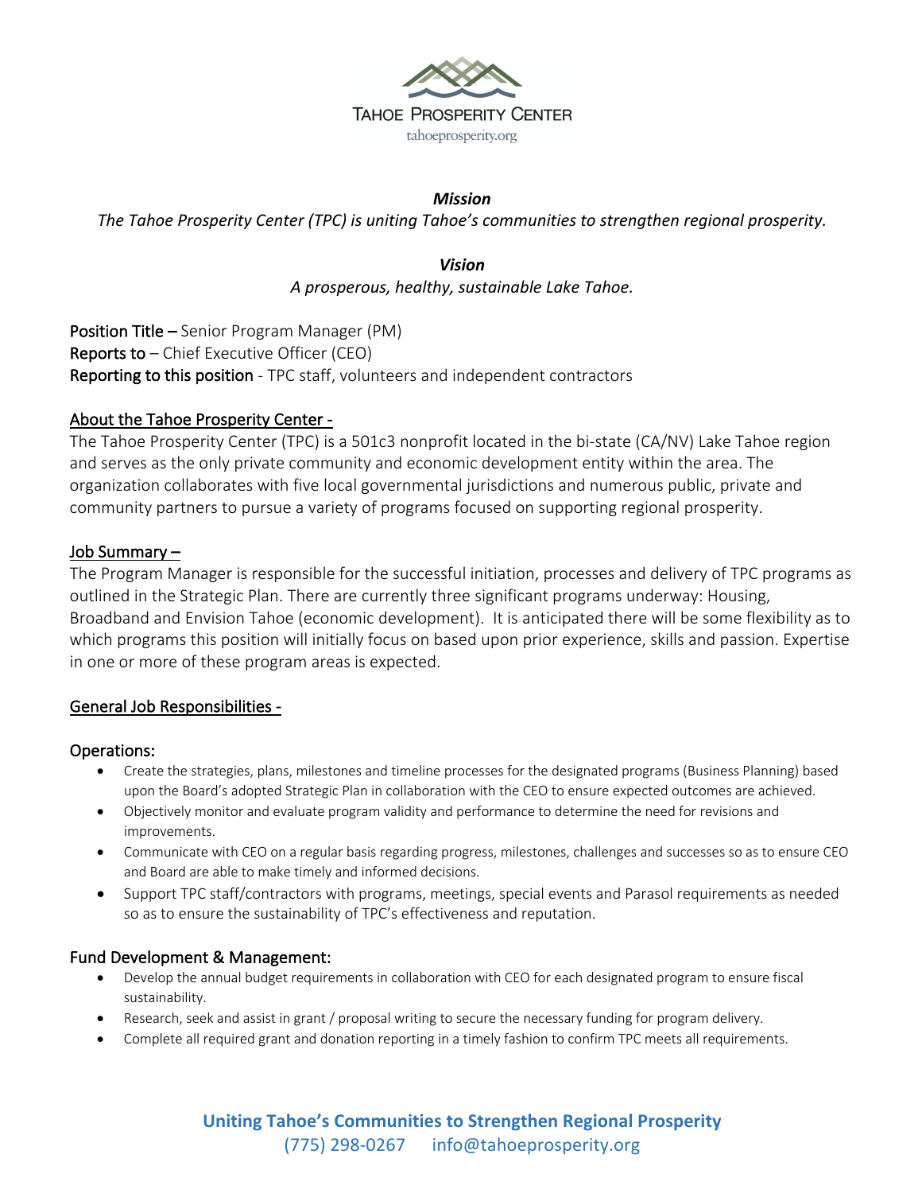TAHOE PROSPERITY CENTER

tahoeprosperity.org

***Mission***

*The Tahoe Prosperity Center (TPC) is uniting Tahoe's communities to strengthen regional prosperity.*

***Vision***

*A prosperous, healthy, sustainable Lake Tahoe.*

**Position Title –** Senior Program Manager (PM)
**Reports to** – Chief Executive Officer (CEO)
**Reporting to this position** - TPC staff, volunteers and independent contractors

## About the Tahoe Prosperity Center -

The Tahoe Prosperity Center (TPC) is a 501c3 nonprofit located in the bi-state (CA/NV) Lake Tahoe region and serves as the only private community and economic development entity within the area. The organization collaborates with five local governmental jurisdictions and numerous public, private and community partners to pursue a variety of programs focused on supporting regional prosperity.

## Job Summary –

The Program Manager is responsible for the successful initiation, processes and delivery of TPC programs as outlined in the Strategic Plan. There are currently three significant programs underway: Housing, Broadband and Envision Tahoe (economic development). It is anticipated there will be some flexibility as to which programs this position will initially focus on based upon prior experience, skills and passion. Expertise in one or more of these program areas is expected.

## General Job Responsibilities -

### Operations:

- Create the strategies, plans, milestones and timeline processes for the designated programs (Business Planning) based upon the Board's adopted Strategic Plan in collaboration with the CEO to ensure expected outcomes are achieved.
- Objectively monitor and evaluate program validity and performance to determine the need for revisions and improvements.
- Communicate with CEO on a regular basis regarding progress, milestones, challenges and successes so as to ensure CEO and Board are able to make timely and informed decisions.
- Support TPC staff/contractors with programs, meetings, special events and Parasol requirements as needed so as to ensure the sustainability of TPC's effectiveness and reputation.

### Fund Development & Management:

- Develop the annual budget requirements in collaboration with CEO for each designated program to ensure fiscal sustainability.
- Research, seek and assist in grant / proposal writing to secure the necessary funding for program delivery.
- Complete all required grant and donation reporting in a timely fashion to confirm TPC meets all requirements.

**Uniting Tahoe's Communities to Strengthen Regional Prosperity**
(775) 298-0267 info@tahoeprosperity.org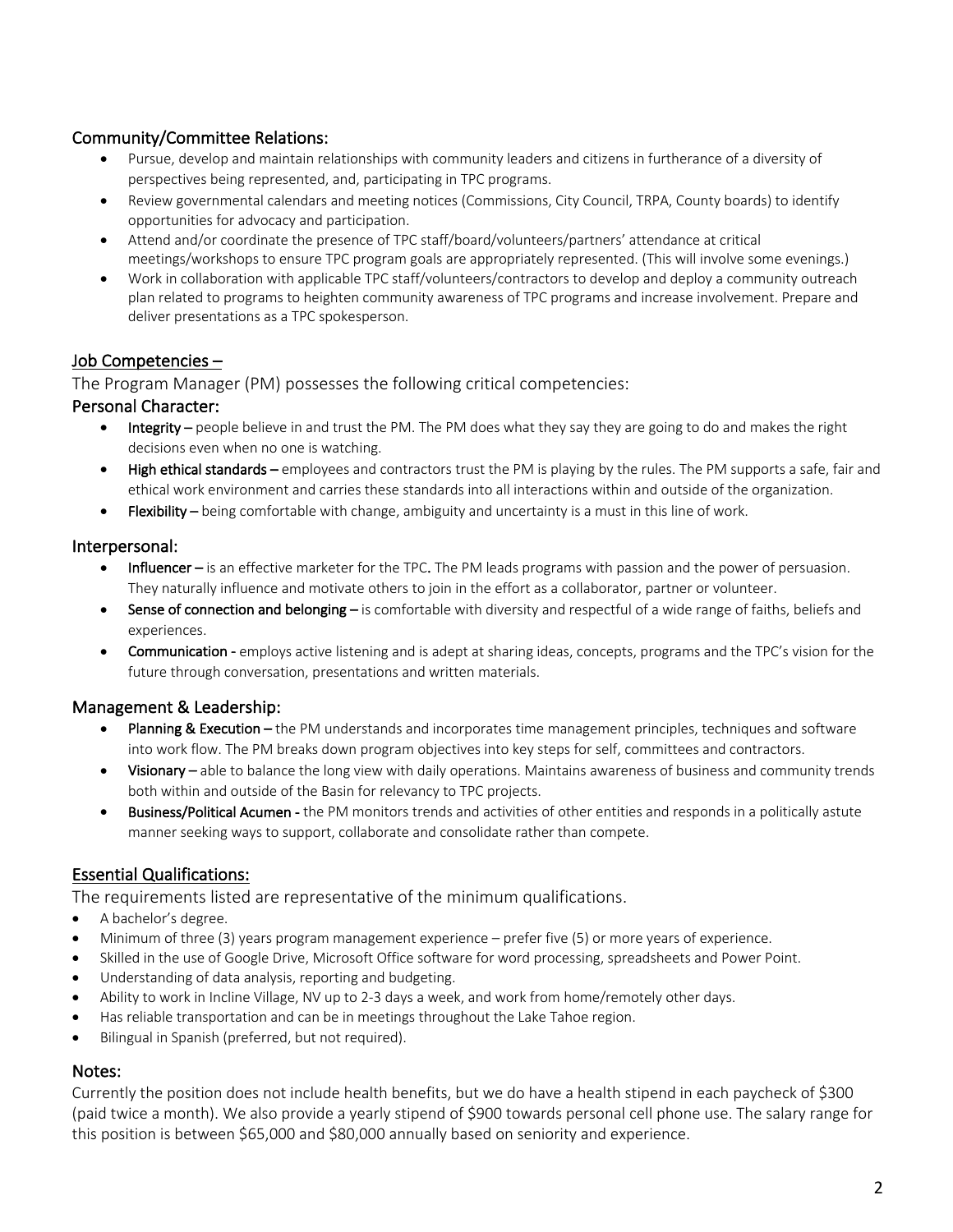## Community/Committee Relations:

- Pursue, develop and maintain relationships with community leaders and citizens in furtherance of a diversity of perspectives being represented, and, participating in TPC programs.
- Review governmental calendars and meeting notices (Commissions, City Council, TRPA, County boards) to identify opportunities for advocacy and participation.
- Attend and/or coordinate the presence of TPC staff/board/volunteers/partners' attendance at critical meetings/workshops to ensure TPC program goals are appropriately represented. (This will involve some evenings.)
- Work in collaboration with applicable TPC staff/volunteers/contractors to develop and deploy a community outreach plan related to programs to heighten community awareness of TPC programs and increase involvement. Prepare and deliver presentations as a TPC spokesperson.

## Job Competencies –

The Program Manager (PM) possesses the following critical competencies:

### Personal Character:

- **Integrity** – people believe in and trust the PM. The PM does what they say they are going to do and makes the right decisions even when no one is watching.
- **High ethical standards** – employees and contractors trust the PM is playing by the rules. The PM supports a safe, fair and ethical work environment and carries these standards into all interactions within and outside of the organization.
- **Flexibility** – being comfortable with change, ambiguity and uncertainty is a must in this line of work.

### Interpersonal:

- **Influencer** – is an effective marketer for the TPC. The PM leads programs with passion and the power of persuasion. They naturally influence and motivate others to join in the effort as a collaborator, partner or volunteer.
- **Sense of connection and belonging** – is comfortable with diversity and respectful of a wide range of faiths, beliefs and experiences.
- **Communication** - employs active listening and is adept at sharing ideas, concepts, programs and the TPC's vision for the future through conversation, presentations and written materials.

### Management & Leadership:

- **Planning & Execution** – the PM understands and incorporates time management principles, techniques and software into work flow. The PM breaks down program objectives into key steps for self, committees and contractors.
- **Visionary** – able to balance the long view with daily operations. Maintains awareness of business and community trends both within and outside of the Basin for relevancy to TPC projects.
- **Business/Political Acumen** - the PM monitors trends and activities of other entities and responds in a politically astute manner seeking ways to support, collaborate and consolidate rather than compete.

## Essential Qualifications:

The requirements listed are representative of the minimum qualifications.

- A bachelor's degree.
- Minimum of three (3) years program management experience – prefer five (5) or more years of experience.
- Skilled in the use of Google Drive, Microsoft Office software for word processing, spreadsheets and Power Point.
- Understanding of data analysis, reporting and budgeting.
- Ability to work in Incline Village, NV up to 2-3 days a week, and work from home/remotely other days.
- Has reliable transportation and can be in meetings throughout the Lake Tahoe region.
- Bilingual in Spanish (preferred, but not required).

## Notes:

Currently the position does not include health benefits, but we do have a health stipend in each paycheck of $300 (paid twice a month). We also provide a yearly stipend of $900 towards personal cell phone use. The salary range for this position is between $65,000 and $80,000 annually based on seniority and experience.